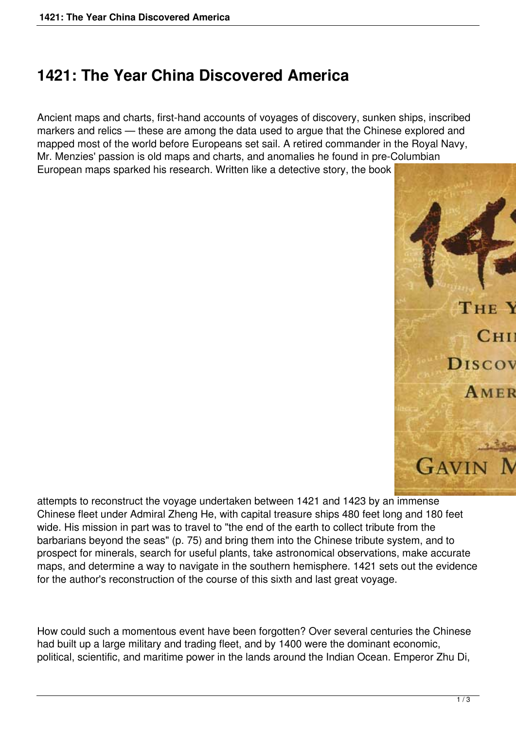# 1421: The Year China Discovered America

Ancient maps and charts, first-hand accounts of voyages of discovery, sunken ships, inscribed markers and relics — these are among the data used to argue that the Chinese explored and mapped most of the world before Europeans set sail. A retired commander in the Royal Navy, Mr. Menzies' passion is old maps and charts, and anomalies he found in pre-Columbian European maps sparked his research. Written like a detective story, the book attempts to reconstruct the voyage undertaken between 1421 and 1423 by an immense Chinese fleet under Admiral Zheng He, with capital treasure ships 480 feet long and 180 feet wide. His mission in part was to travel to "the end of the earth to collect tribute from the barbarians beyond the seas" (p. 75) and bring them into the Chinese tribute system, and to prospect for minerals, search for useful plants, take astronomical observations, make accurate maps, and determine a way to navigate in the southern hemisphere. 1421 sets out the evidence for the author's reconstruction of the course of this sixth and last great voyage.

How could such a momentous event have been forgotten? Over several centuries the Chinese had built up a large military and trading fleet, and by 1400 were the dominant economic, political, scientific, and maritime power in the lands around the Indian Ocean. Emperor Zhu Di,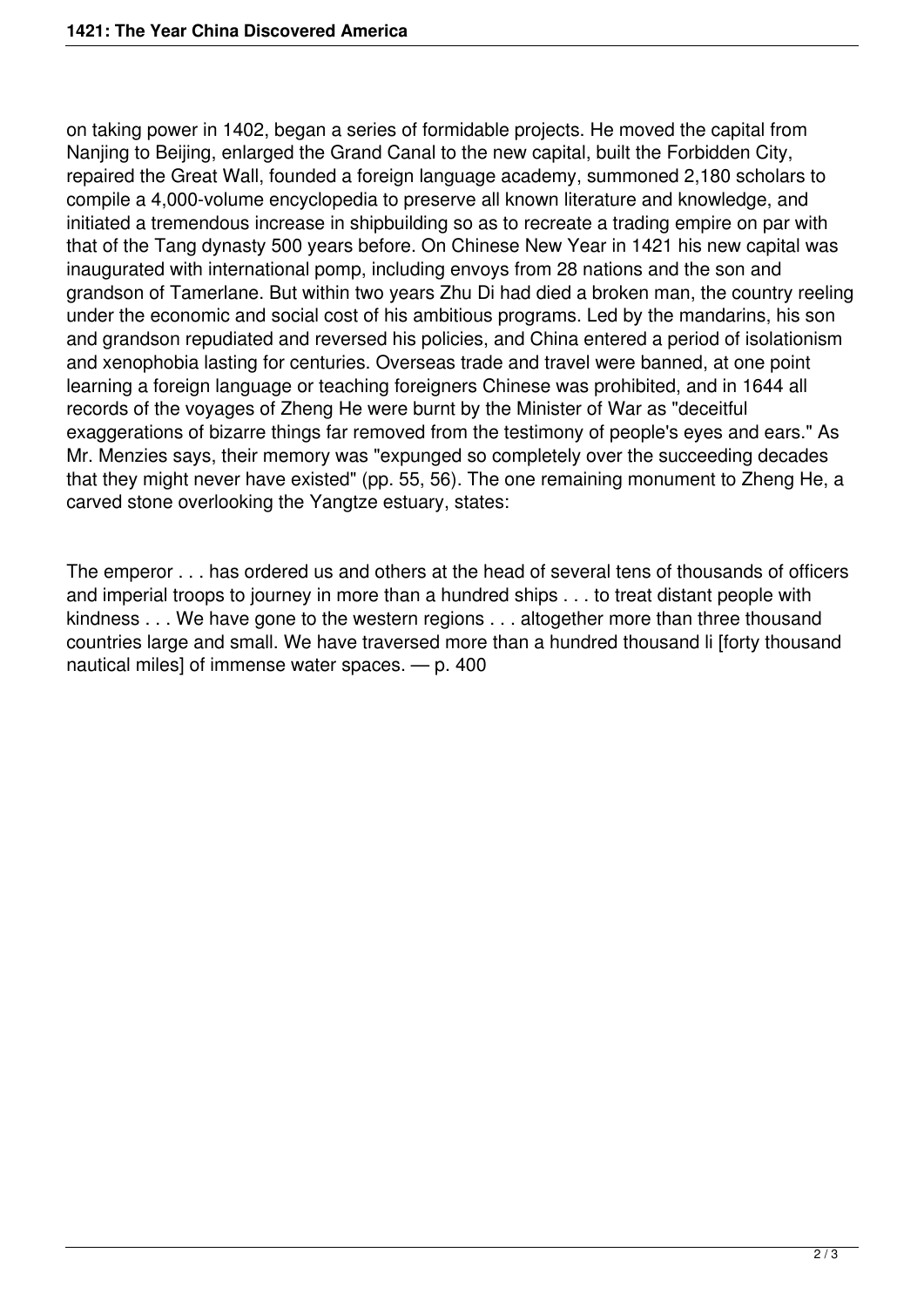on taking power in 1402, began a series of formidable projects. He moved the capital from Nanjing to Beijing, enlarged the Grand Canal to the new capital, built the Forbidden City, repaired the Great Wall, founded a foreign language academy, summoned 2,180 scholars to compile a 4,000-volume encyclopedia to preserve all known literature and knowledge, and initiated a tremendous increase in shipbuilding so as to recreate a trading empire on par with that of the Tang dynasty 500 years before. On Chinese New Year in 1421 his new capital was inaugurated with international pomp, including envoys from 28 nations and the son and grandson of Tamerlane. But within two years Zhu Di had died a broken man, the country reeling under the economic and social cost of his ambitious programs. Led by the mandarins, his son and grandson repudiated and reversed his policies, and China entered a period of isolationism and xenophobia lasting for centuries. Overseas trade and travel were banned, at one point learning a foreign language or teaching foreigners Chinese was prohibited, and in 1644 all records of the voyages of Zheng He were burnt by the Minister of War as "deceitful exaggerations of bizarre things far removed from the testimony of people's eyes and ears." As Mr. Menzies says, their memory was "expunged so completely over the succeeding decades that they might never have existed" (pp. 55, 56). The one remaining monument to Zheng He, a carved stone overlooking the Yangtze estuary, states:

> The emperor . . . has ordered us and others at the head of several tens of thousands of officers and imperial troops to journey in more than a hundred ships . . . to treat distant people with kindness . . . We have gone to the western regions . . . altogether more than three thousand countries large and small. We have traversed more than a hundred thousand li [forty thousand nautical miles] of immense water spaces. — p. 400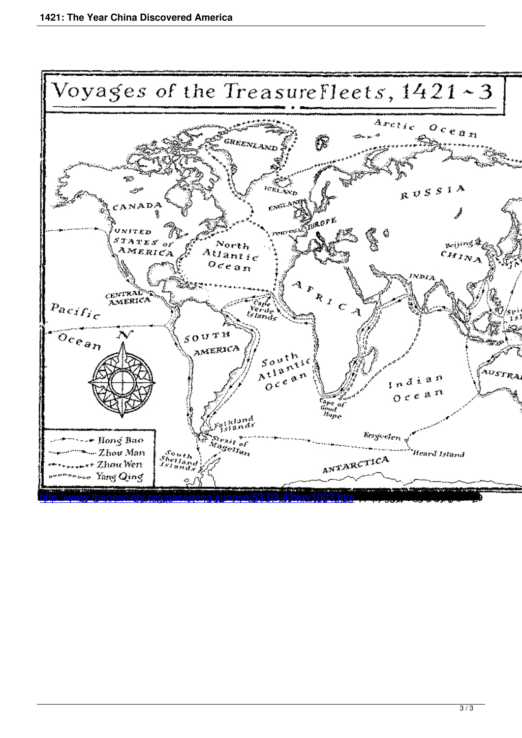Voyages of the TreasureFleets, 1421~3

Arctic Ocean

GREENLAND

ICELAND

ENGLAND

EUROPE

PORTUGAL

RUSSIA

CANADA

UNITED STATES of AMERICA

North Atlantic Ocean

Beijing

CHINA

INDIA

AFRICA

CENTRAL AMERICA

Cape Verde Islands

Pacific Ocean

N

SOUTH AMERICA

South Atlantic Ocean

Indian Ocean

AUSTRAL

Cape of Good Hope

Falkland Islands

Kerguelen

Strait of Magellan

Heard Island

South Shetland Islands

ANTARCTICA

Hong Bao

Zhou Man

Zhou Wen

Yang Qing

http://www.theosociety.org/pasadena/sunrise/53-03-4/bkrv1003.htm